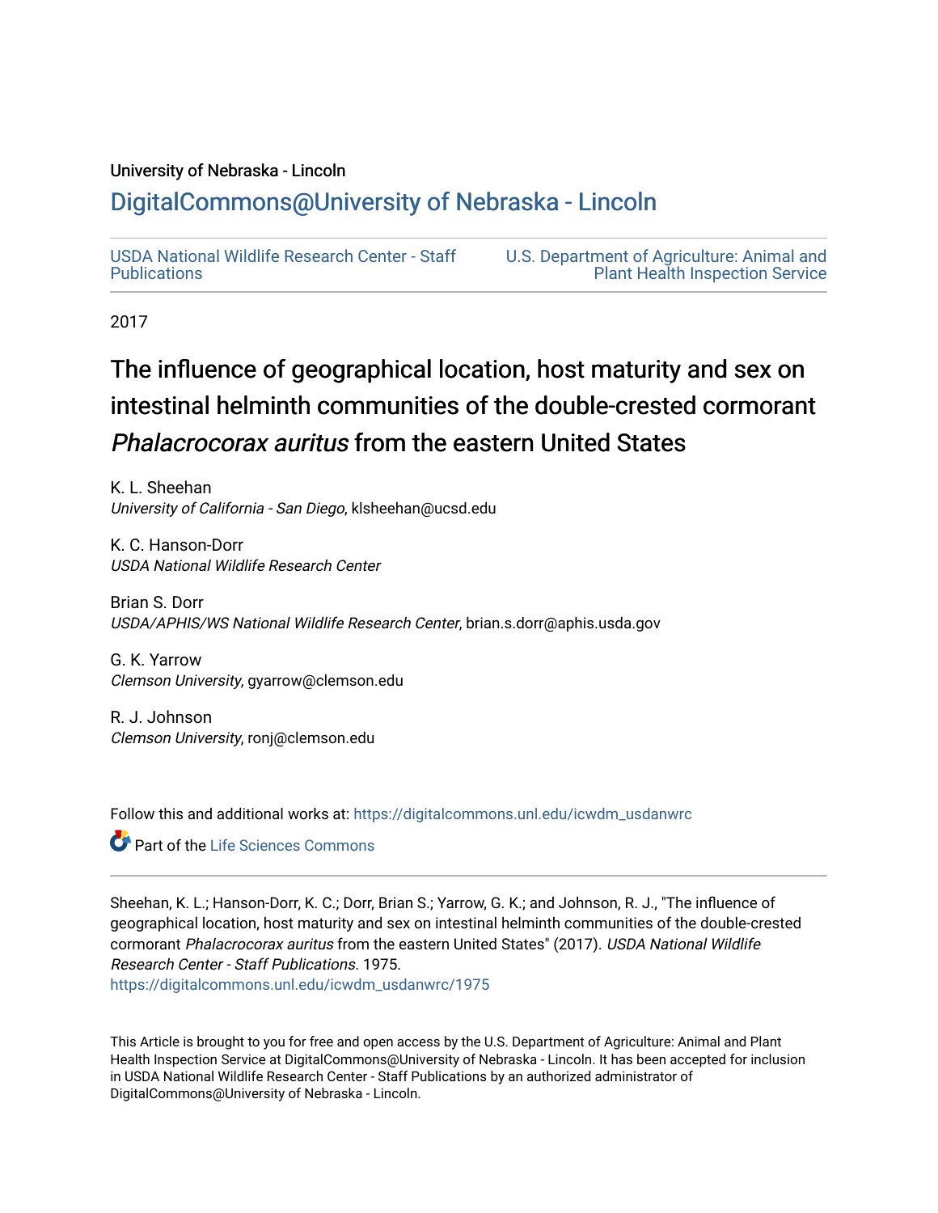University of Nebraska - Lincoln

DigitalCommons@University of Nebraska - Lincoln

USDA National Wildlife Research Center - Staff Publications

U.S. Department of Agriculture: Animal and Plant Health Inspection Service

2017

# The influence of geographical location, host maturity and sex on intestinal helminth communities of the double-crested cormorant *Phalacrocorax auritus* from the eastern United States

K. L. Sheehan
*University of California - San Diego*, klsheehan@ucsd.edu

K. C. Hanson-Dorr
*USDA National Wildlife Research Center*

Brian S. Dorr
*USDA/APHIS/WS National Wildlife Research Center*, brian.s.dorr@aphis.usda.gov

G. K. Yarrow
*Clemson University*, gyarrow@clemson.edu

R. J. Johnson
*Clemson University*, ronj@clemson.edu

Follow this and additional works at: https://digitalcommons.unl.edu/icwdm_usdanwrc

Part of the Life Sciences Commons

Sheehan, K. L.; Hanson-Dorr, K. C.; Dorr, Brian S.; Yarrow, G. K.; and Johnson, R. J., "The influence of geographical location, host maturity and sex on intestinal helminth communities of the double-crested cormorant *Phalacrocorax auritus* from the eastern United States" (2017). *USDA National Wildlife Research Center - Staff Publications*. 1975.
https://digitalcommons.unl.edu/icwdm_usdanwrc/1975

This Article is brought to you for free and open access by the U.S. Department of Agriculture: Animal and Plant Health Inspection Service at DigitalCommons@University of Nebraska - Lincoln. It has been accepted for inclusion in USDA National Wildlife Research Center - Staff Publications by an authorized administrator of DigitalCommons@University of Nebraska - Lincoln.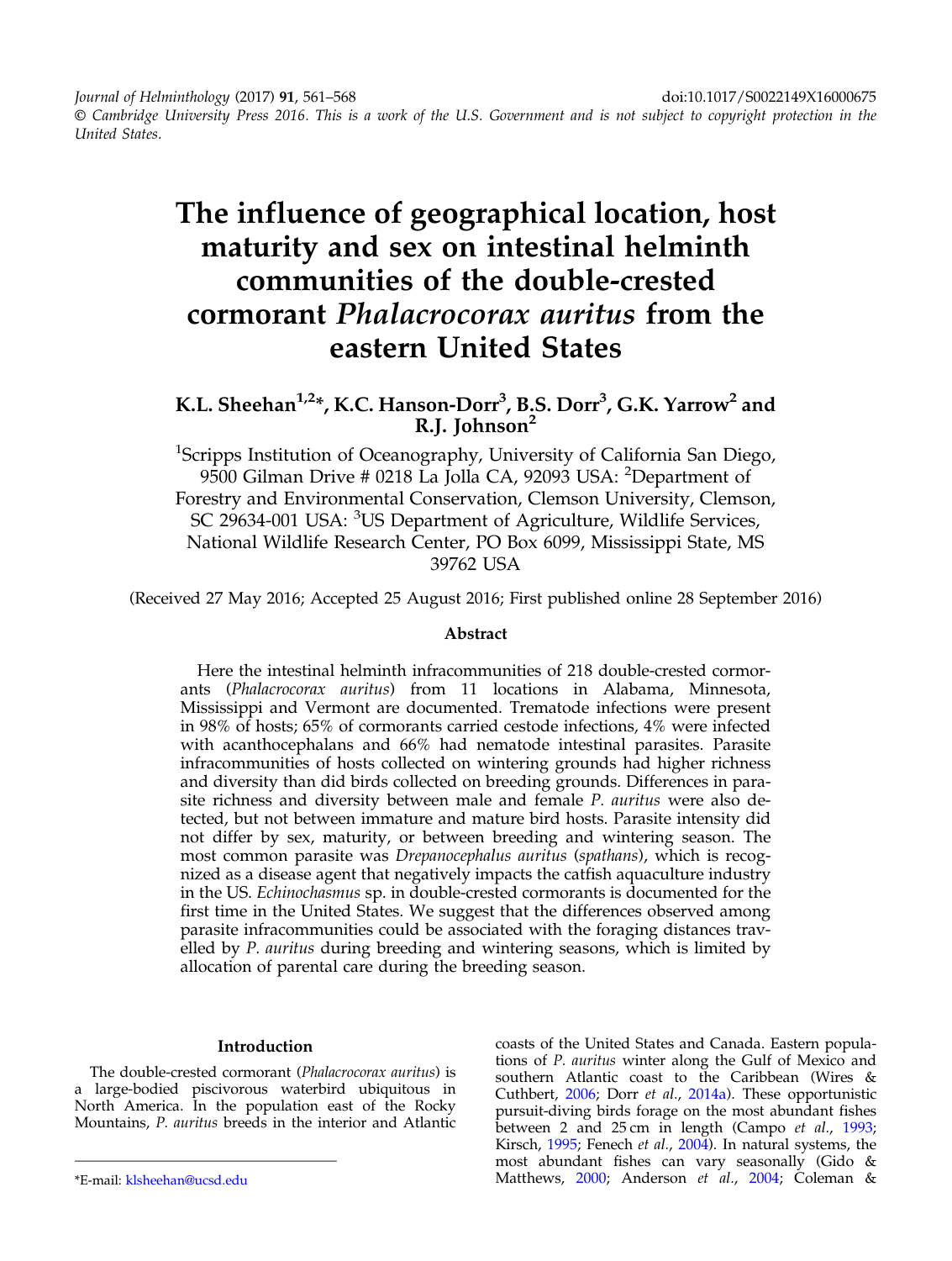# The influence of geographical location, host maturity and sex on intestinal helminth communities of the double-crested cormorant *Phalacrocorax auritus* from the eastern United States

**K.L. Sheehan[1,2]\*, K.C. Hanson-Dorr[3], B.S. Dorr[3], G.K. Yarrow[2] and R.J. Johnson[2]**

[1]Scripps Institution of Oceanography, University of California San Diego, 9500 Gilman Drive # 0218 La Jolla CA, 92093 USA: [2]Department of Forestry and Environmental Conservation, Clemson University, Clemson, SC 29634-001 USA: [3]US Department of Agriculture, Wildlife Services, National Wildlife Research Center, PO Box 6099, Mississippi State, MS 39762 USA

(Received 27 May 2016; Accepted 25 August 2016; First published online 28 September 2016)

## Abstract

Here the intestinal helminth infracommunities of 218 double-crested cormorants (*Phalacrocorax auritus*) from 11 locations in Alabama, Minnesota, Mississippi and Vermont are documented. Trematode infections were present in 98% of hosts; 65% of cormorants carried cestode infections, 4% were infected with acanthocephalans and 66% had nematode intestinal parasites. Parasite infracommunities of hosts collected on wintering grounds had higher richness and diversity than did birds collected on breeding grounds. Differences in parasite richness and diversity between male and female *P. auritus* were also detected, but not between immature and mature bird hosts. Parasite intensity did not differ by sex, maturity, or between breeding and wintering season. The most common parasite was *Drepanocephalus auritus* (*spathans*), which is recognized as a disease agent that negatively impacts the catfish aquaculture industry in the US. *Echinochasmus* sp. in double-crested cormorants is documented for the first time in the United States. We suggest that the differences observed among parasite infracommunities could be associated with the foraging distances travelled by *P. auritus* during breeding and wintering seasons, which is limited by allocation of parental care during the breeding season.

## Introduction

The double-crested cormorant (*Phalacrocorax auritus*) is a large-bodied piscivorous waterbird ubiquitous in North America. In the population east of the Rocky Mountains, *P. auritus* breeds in the interior and Atlantic coasts of the United States and Canada. Eastern populations of *P. auritus* winter along the Gulf of Mexico and southern Atlantic coast to the Caribbean (Wires & Cuthbert, 2006; Dorr *et al.*, 2014a). These opportunistic pursuit-diving birds forage on the most abundant fishes between 2 and 25 cm in length (Campo *et al.*, 1993; Kirsch, 1995; Fenech *et al.*, 2004). In natural systems, the most abundant fishes can vary seasonally (Gido & Matthews, 2000; Anderson *et al.*, 2004; Coleman &

\*E-mail: klsheehan@ucsd.edu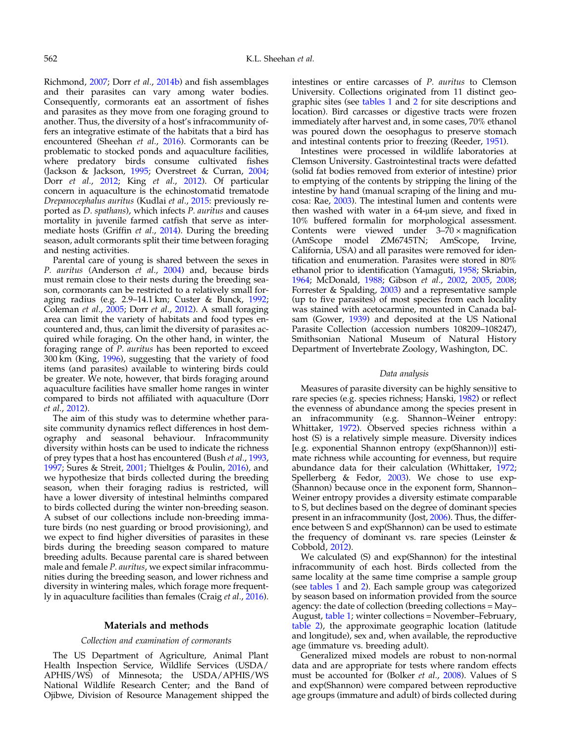Richmond, 2007; Dorr *et al.*, 2014b) and fish assemblages and their parasites can vary among water bodies. Consequently, cormorants eat an assortment of fishes and parasites as they move from one foraging ground to another. Thus, the diversity of a host's infracommunity offers an integrative estimate of the habitats that a bird has encountered (Sheehan *et al.*, 2016). Cormorants can be problematic to stocked ponds and aquaculture facilities, where predatory birds consume cultivated fishes (Jackson & Jackson, 1995; Overstreet & Curran, 2004; Dorr *et al.*, 2012; King *et al.*, 2012). Of particular concern in aquaculture is the echinostomatid trematode *Drepanocephalus auritus* (Kudlai *et al.*, 2015: previously reported as *D. spathans*), which infects *P. auritus* and causes mortality in juvenile farmed catfish that serve as intermediate hosts (Griffin *et al.*, 2014). During the breeding season, adult cormorants split their time between foraging and nesting activities.

Parental care of young is shared between the sexes in *P. auritus* (Anderson *et al.*, 2004) and, because birds must remain close to their nests during the breeding season, cormorants can be restricted to a relatively small foraging radius (e.g. 2.9–14.1 km; Custer & Bunck, 1992; Coleman *et al.*, 2005; Dorr *et al.*, 2012). A small foraging area can limit the variety of habitats and food types encountered and, thus, can limit the diversity of parasites acquired while foraging. On the other hand, in winter, the foraging range of *P. auritus* has been reported to exceed 300 km (King, 1996), suggesting that the variety of food items (and parasites) available to wintering birds could be greater. We note, however, that birds foraging around aquaculture facilities have smaller home ranges in winter compared to birds not affiliated with aquaculture (Dorr *et al.*, 2012).

The aim of this study was to determine whether parasite community dynamics reflect differences in host demography and seasonal behaviour. Infracommunity diversity within hosts can be used to indicate the richness of prey types that a host has encountered (Bush *et al.*, 1993, 1997; Sures & Streit, 2001; Thieltges & Poulin, 2016), and we hypothesize that birds collected during the breeding season, when their foraging radius is restricted, will have a lower diversity of intestinal helminths compared to birds collected during the winter non-breeding season. A subset of our collections include non-breeding immature birds (no nest guarding or brood provisioning), and we expect to find higher diversities of parasites in these birds during the breeding season compared to mature breeding adults. Because parental care is shared between male and female *P. auritus*, we expect similar infracommunities during the breeding season, and lower richness and diversity in wintering males, which forage more frequently in aquaculture facilities than females (Craig *et al.*, 2016).

## Materials and methods

### *Collection and examination of cormorants*

The US Department of Agriculture, Animal Plant Health Inspection Service, Wildlife Services (USDA/APHIS/WS) of Minnesota; the USDA/APHIS/WS National Wildlife Research Center; and the Band of Ojibwe, Division of Resource Management shipped the intestines or entire carcasses of *P. auritus* to Clemson University. Collections originated from 11 distinct geographic sites (see tables 1 and 2 for site descriptions and location). Bird carcasses or digestive tracts were frozen immediately after harvest and, in some cases, 70% ethanol was poured down the oesophagus to preserve stomach and intestinal contents prior to freezing (Reeder, 1951).

Intestines were processed in wildlife laboratories at Clemson University. Gastrointestinal tracts were defatted (solid fat bodies removed from exterior of intestine) prior to emptying of the contents by stripping the lining of the intestine by hand (manual scraping of the lining and mucosa: Rae, 2003). The intestinal lumen and contents were then washed with water in a 64-μm sieve, and fixed in 10% buffered formalin for morphological assessment. Contents were viewed under 3–70 × magnification (AmScope model ZM6745TN; AmScope, Irvine, California, USA) and all parasites were removed for identification and enumeration. Parasites were stored in 80% ethanol prior to identification (Yamaguti, 1958; Skriabin, 1964; McDonald, 1988; Gibson *et al.*, 2002, 2005, 2008; Forrester & Spalding, 2003) and a representative sample (up to five parasites) of most species from each locality was stained with acetocarmine, mounted in Canada balsam (Gower, 1939) and deposited at the US National Parasite Collection (accession numbers 108209–108247), Smithsonian National Museum of Natural History Department of Invertebrate Zoology, Washington, DC.

### *Data analysis*

Measures of parasite diversity can be highly sensitive to rare species (e.g. species richness; Hanski, 1982) or reflect the evenness of abundance among the species present in an infracommunity (e.g. Shannon–Weiner entropy: Whittaker, 1972). Observed species richness within a host (S) is a relatively simple measure. Diversity indices [e.g. exponential Shannon entropy (exp(Shannon))] estimate richness while accounting for evenness, but require abundance data for their calculation (Whittaker, 1972; Spellerberg & Fedor, 2003). We chose to use exp(Shannon) because once in the exponent form, Shannon–Weiner entropy provides a diversity estimate comparable to S, but declines based on the degree of dominant species present in an infracommunity (Jost, 2006). Thus, the difference between S and exp(Shannon) can be used to estimate the frequency of dominant vs. rare species (Leinster & Cobbold, 2012).

We calculated (S) and exp(Shannon) for the intestinal infracommunity of each host. Birds collected from the same locality at the same time comprise a sample group (see tables 1 and 2). Each sample group was categorized by season based on information provided from the source agency: the date of collection (breeding collections = May–August, table 1; winter collections = November–February, table 2), the approximate geographic location (latitude and longitude), sex and, when available, the reproductive age (immature vs. breeding adult).

Generalized mixed models are robust to non-normal data and are appropriate for tests where random effects must be accounted for (Bolker *et al.*, 2008). Values of S and exp(Shannon) were compared between reproductive age groups (immature and adult) of birds collected during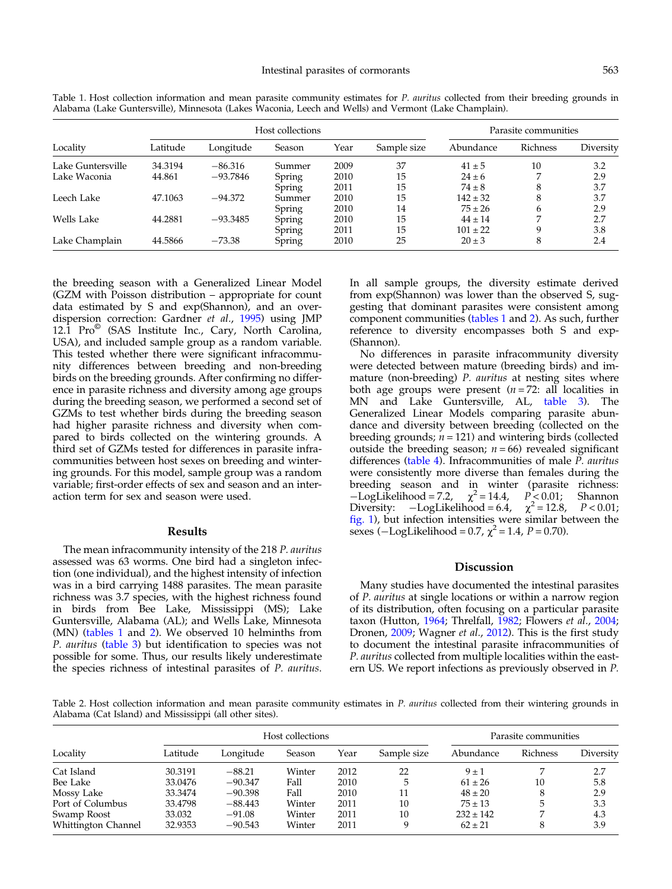Table 1. Host collection information and mean parasite community estimates for *P. auritus* collected from their breeding grounds in Alabama (Lake Guntersville), Minnesota (Lakes Waconia, Leech and Wells) and Vermont (Lake Champlain).

| Locality | Host collections | | | | | Parasite communities | | |
|---|---|---|---|---|---|---|---|---|
| | Latitude | Longitude | Season | Year | Sample size | Abundance | Richness | Diversity |
| Lake Guntersville | 34.3194 | −86.316 | Summer | 2009 | 37 | 41 ± 5 | 10 | 3.2 |
| Lake Waconia | 44.861 | −93.7846 | Spring | 2010 | 15 | 24 ± 6 | 7 | 2.9 |
| | | | Spring | 2011 | 15 | 74 ± 8 | 8 | 3.7 |
| Leech Lake | 47.1063 | −94.372 | Summer | 2010 | 15 | 142 ± 32 | 8 | 3.7 |
| | | | Spring | 2010 | 14 | 75 ± 26 | 6 | 2.9 |
| Wells Lake | 44.2881 | −93.3485 | Spring | 2010 | 15 | 44 ± 14 | 7 | 2.7 |
| | | | Spring | 2011 | 15 | 101 ± 22 | 9 | 3.8 |
| Lake Champlain | 44.5866 | −73.38 | Spring | 2010 | 25 | 20 ± 3 | 8 | 2.4 |

the breeding season with a Generalized Linear Model (GZM with Poisson distribution – appropriate for count data estimated by S and exp(Shannon), and an over-dispersion correction: Gardner *et al.*, 1995) using JMP 12.1 Pro© (SAS Institute Inc., Cary, North Carolina, USA), and included sample group as a random variable. This tested whether there were significant infracommunity differences between breeding and non-breeding birds on the breeding grounds. After confirming no difference in parasite richness and diversity among age groups during the breeding season, we performed a second set of GZMs to test whether birds during the breeding season had higher parasite richness and diversity when compared to birds collected on the wintering grounds. A third set of GZMs tested for differences in parasite infracommunities between host sexes on breeding and wintering grounds. For this model, sample group was a random variable; first-order effects of sex and season and an interaction term for sex and season were used.

## Results

The mean infracommunity intensity of the 218 *P. auritus* assessed was 63 worms. One bird had a singleton infection (one individual), and the highest intensity of infection was in a bird carrying 1488 parasites. The mean parasite richness was 3.7 species, with the highest richness found in birds from Bee Lake, Mississippi (MS); Lake Guntersville, Alabama (AL); and Wells Lake, Minnesota (MN) (tables 1 and 2). We observed 10 helminths from *P. auritus* (table 3) but identification to species was not possible for some. Thus, our results likely underestimate the species richness of intestinal parasites of *P. auritus*. In all sample groups, the diversity estimate derived from exp(Shannon) was lower than the observed S, suggesting that dominant parasites were consistent among component communities (tables 1 and 2). As such, further reference to diversity encompasses both S and exp(Shannon).

No differences in parasite infracommunity diversity were detected between mature (breeding birds) and immature (non-breeding) *P. auritus* at nesting sites where both age groups were present ($n = 72$: all localities in MN and Lake Guntersville, AL, table 3). The Generalized Linear Models comparing parasite abundance and diversity between breeding (collected on the breeding grounds; $n = 121$) and wintering birds (collected outside the breeding season; $n = 66$) revealed significant differences (table 4). Infracommunities of male *P. auritus* were consistently more diverse than females during the breeding season and in winter (parasite richness: −LogLikelihood = 7.2, $\chi^2 = 14.4$, $P < 0.01$; Shannon Diversity: −LogLikelihood = 6.4, $\chi^2 = 12.8$, $P < 0.01$; fig. 1), but infection intensities were similar between the sexes (−LogLikelihood = 0.7, $\chi^2 = 1.4$, $P = 0.70$).

## Discussion

Many studies have documented the intestinal parasites of *P. auritus* at single locations or within a narrow region of its distribution, often focusing on a particular parasite taxon (Hutton, 1964; Threlfall, 1982; Flowers *et al.*, 2004; Dronen, 2009; Wagner *et al.*, 2012). This is the first study to document the intestinal parasite infracommunities of *P. auritus* collected from multiple localities within the eastern US. We report infections as previously observed in *P.*

Table 2. Host collection information and mean parasite community estimates in *P. auritus* collected from their wintering grounds in Alabama (Cat Island) and Mississippi (all other sites).

| Locality | Host collections | | | | | Parasite communities | | |
|---|---|---|---|---|---|---|---|---|
| | Latitude | Longitude | Season | Year | Sample size | Abundance | Richness | Diversity |
| Cat Island | 30.3191 | −88.21 | Winter | 2012 | 22 | 9 ± 1 | 7 | 2.7 |
| Bee Lake | 33.0476 | −90.347 | Fall | 2010 | 5 | 61 ± 26 | 10 | 5.8 |
| Mossy Lake | 33.3474 | −90.398 | Fall | 2010 | 11 | 48 ± 20 | 8 | 2.9 |
| Port of Columbus | 33.4798 | −88.443 | Winter | 2011 | 10 | 75 ± 13 | 5 | 3.3 |
| Swamp Roost | 33.032 | −91.08 | Winter | 2011 | 10 | 232 ± 142 | 7 | 4.3 |
| Whittington Channel | 32.9353 | −90.543 | Winter | 2011 | 9 | 62 ± 21 | 8 | 3.9 |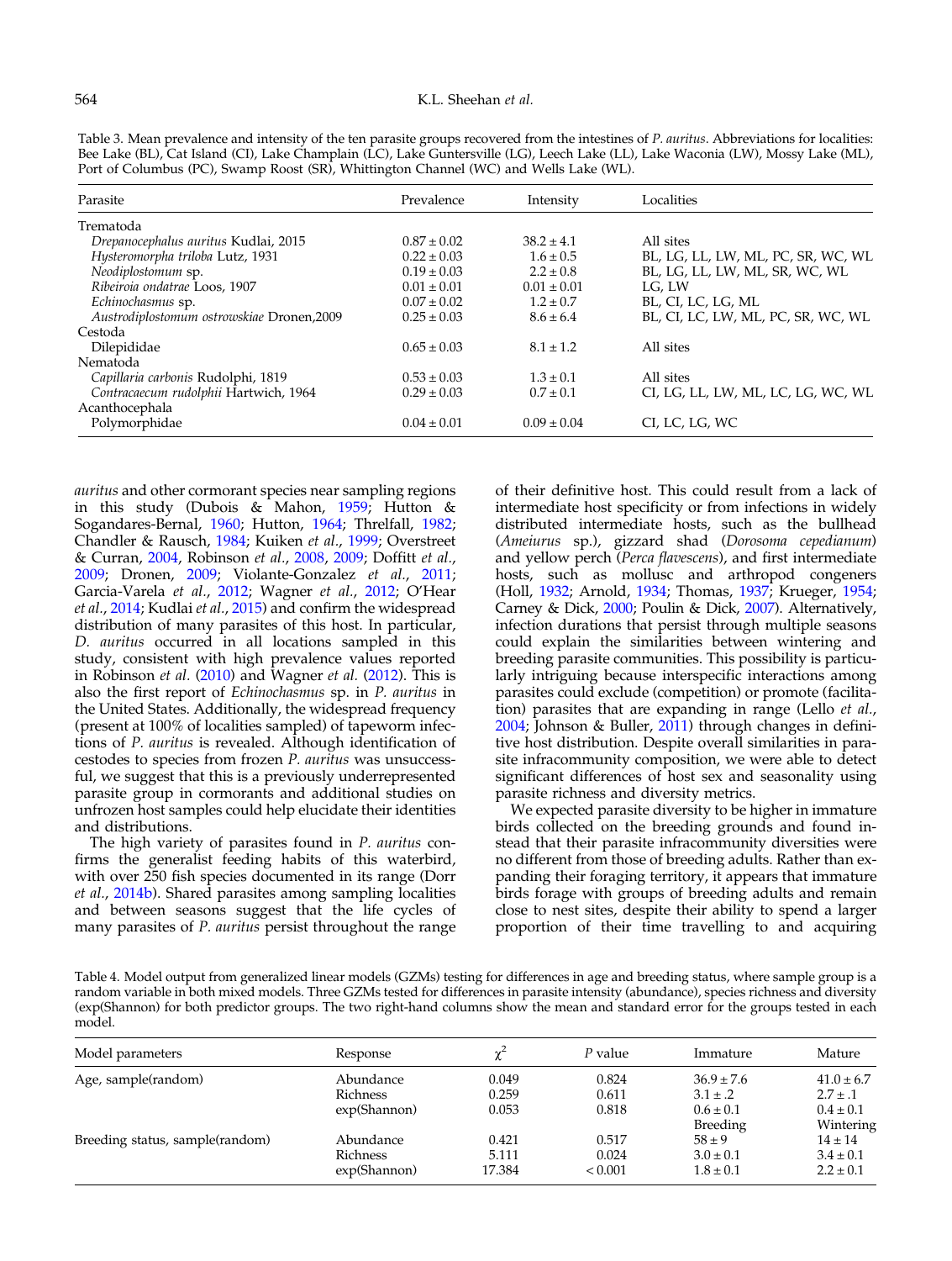Table 3. Mean prevalence and intensity of the ten parasite groups recovered from the intestines of *P. auritus*. Abbreviations for localities: Bee Lake (BL), Cat Island (CI), Lake Champlain (LC), Lake Guntersville (LG), Leech Lake (LL), Lake Waconia (LW), Mossy Lake (ML), Port of Columbus (PC), Swamp Roost (SR), Whittington Channel (WC) and Wells Lake (WL).

| Parasite | Prevalence | Intensity | Localities |
|---|---|---|---|
| Trematoda | | | |
| *Drepanocephalus auritus* Kudlai, 2015 | 0.87 ± 0.02 | 38.2 ± 4.1 | All sites |
| *Hysteromorpha triloba* Lutz, 1931 | 0.22 ± 0.03 | 1.6 ± 0.5 | BL, LG, LL, LW, ML, PC, SR, WC, WL |
| *Neodiplostomum* sp. | 0.19 ± 0.03 | 2.2 ± 0.8 | BL, LG, LL, LW, ML, SR, WC, WL |
| *Ribeiroia ondatrae* Loos, 1907 | 0.01 ± 0.01 | 0.01 ± 0.01 | LG, LW |
| *Echinochasmus* sp. | 0.07 ± 0.02 | 1.2 ± 0.7 | BL, CI, LC, LG, ML |
| *Austrodiplostomum ostrowskiae* Dronen,2009 | 0.25 ± 0.03 | 8.6 ± 6.4 | BL, CI, LC, LW, ML, PC, SR, WC, WL |
| Cestoda | | | |
| Dilepididae | 0.65 ± 0.03 | 8.1 ± 1.2 | All sites |
| Nematoda | | | |
| *Capillaria carbonis* Rudolphi, 1819 | 0.53 ± 0.03 | 1.3 ± 0.1 | All sites |
| *Contracaecum rudolphii* Hartwich, 1964 | 0.29 ± 0.03 | 0.7 ± 0.1 | CI, LG, LL, LW, ML, LC, LG, WC, WL |
| Acanthocephala | | | |
| Polymorphidae | 0.04 ± 0.01 | 0.09 ± 0.04 | CI, LC, LG, WC |

*auritus* and other cormorant species near sampling regions in this study (Dubois & Mahon, 1959; Hutton & Sogandares-Bernal, 1960; Hutton, 1964; Threlfall, 1982; Chandler & Rausch, 1984; Kuiken *et al.*, 1999; Overstreet & Curran, 2004, Robinson *et al.*, 2008, 2009; Doffitt *et al.*, 2009; Dronen, 2009; Violante-Gonzalez *et al.*, 2011; Garcia-Varela *et al.*, 2012; Wagner *et al.*, 2012; O'Hear *et al.*, 2014; Kudlai *et al.*, 2015) and confirm the widespread distribution of many parasites of this host. In particular, *D. auritus* occurred in all locations sampled in this study, consistent with high prevalence values reported in Robinson *et al.* (2010) and Wagner *et al.* (2012). This is also the first report of *Echinochasmus* sp. in *P. auritus* in the United States. Additionally, the widespread frequency (present at 100% of localities sampled) of tapeworm infections of *P. auritus* is revealed. Although identification of cestodes to species from frozen *P. auritus* was unsuccessful, we suggest that this is a previously underrepresented parasite group in cormorants and additional studies on unfrozen host samples could help elucidate their identities and distributions.

The high variety of parasites found in *P. auritus* confirms the generalist feeding habits of this waterbird, with over 250 fish species documented in its range (Dorr *et al.*, 2014b). Shared parasites among sampling localities and between seasons suggest that the life cycles of many parasites of *P. auritus* persist throughout the range of their definitive host. This could result from a lack of intermediate host specificity or from infections in widely distributed intermediate hosts, such as the bullhead (*Ameiurus* sp.), gizzard shad (*Dorosoma cepedianum*) and yellow perch (*Perca flavescens*), and first intermediate hosts, such as mollusc and arthropod congeners (Holl, 1932; Arnold, 1934; Thomas, 1937; Krueger, 1954; Carney & Dick, 2000; Poulin & Dick, 2007). Alternatively, infection durations that persist through multiple seasons could explain the similarities between wintering and breeding parasite communities. This possibility is particularly intriguing because interspecific interactions among parasites could exclude (competition) or promote (facilitation) parasites that are expanding in range (Lello *et al.*, 2004; Johnson & Buller, 2011) through changes in definitive host distribution. Despite overall similarities in parasite infracommunity composition, we were able to detect significant differences of host sex and seasonality using parasite richness and diversity metrics.

We expected parasite diversity to be higher in immature birds collected on the breeding grounds and found instead that their parasite infracommunity diversities were no different from those of breeding adults. Rather than expanding their foraging territory, it appears that immature birds forage with groups of breeding adults and remain close to nest sites, despite their ability to spend a larger proportion of their time travelling to and acquiring

Table 4. Model output from generalized linear models (GZMs) testing for differences in age and breeding status, where sample group is a random variable in both mixed models. Three GZMs tested for differences in parasite intensity (abundance), species richness and diversity (exp(Shannon) for both predictor groups. The two right-hand columns show the mean and standard error for the groups tested in each model.

| Model parameters | Response | $\chi^2$ | *P* value | Immature | Mature |
|---|---|---|---|---|---|
| Age, sample(random) | Abundance | 0.049 | 0.824 | 36.9 ± 7.6 | 41.0 ± 6.7 |
| | Richness | 0.259 | 0.611 | 3.1 ± .2 | 2.7 ± .1 |
| | exp(Shannon) | 0.053 | 0.818 | 0.6 ± 0.1 | 0.4 ± 0.1 |
| | | | | Breeding | Wintering |
| Breeding status, sample(random) | Abundance | 0.421 | 0.517 | 58 ± 9 | 14 ± 14 |
| | Richness | 5.111 | 0.024 | 3.0 ± 0.1 | 3.4 ± 0.1 |
| | exp(Shannon) | 17.384 | < 0.001 | 1.8 ± 0.1 | 2.2 ± 0.1 |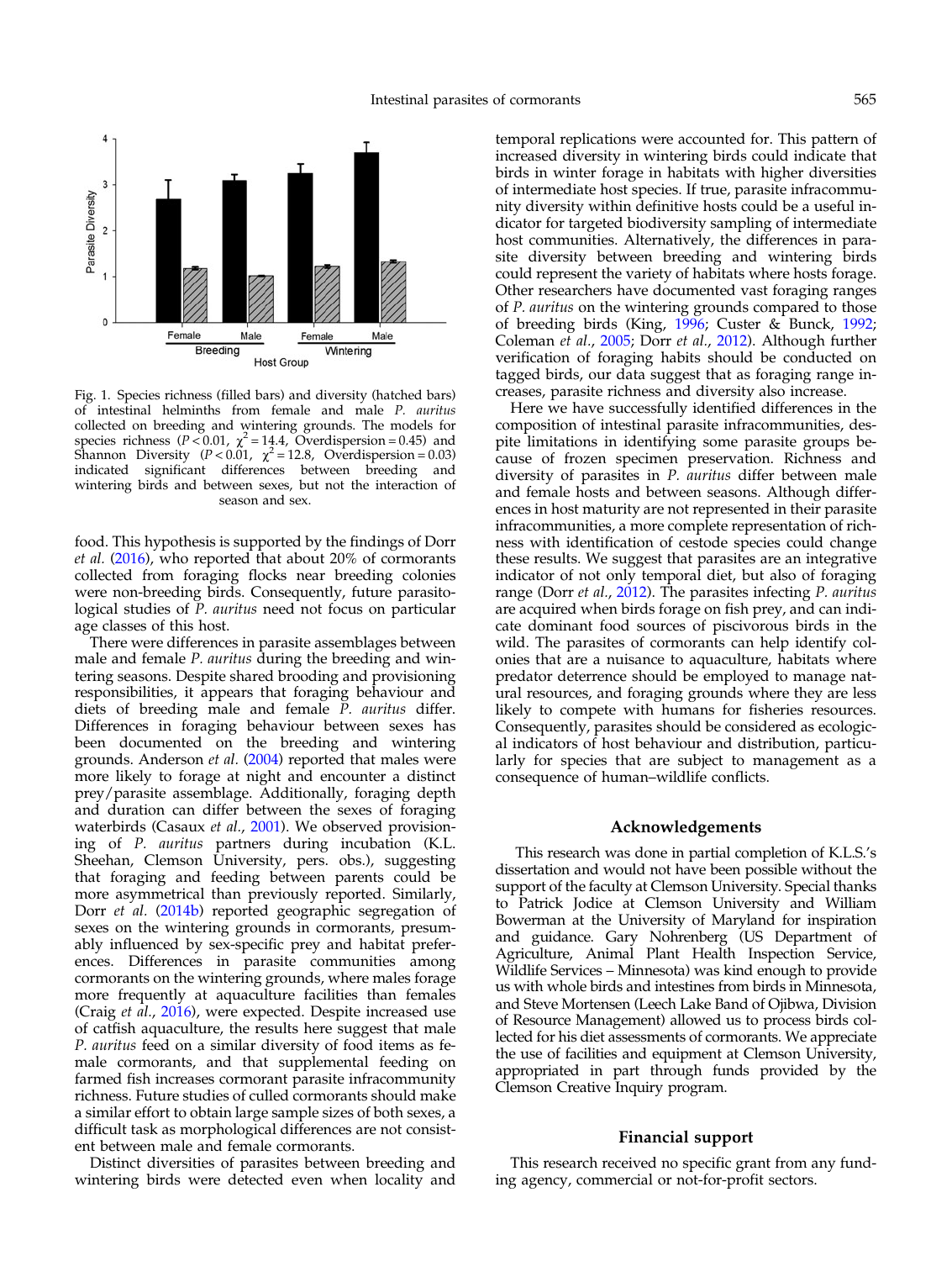Fig. 1. Species richness (filled bars) and diversity (hatched bars) of intestinal helminths from female and male *P. auritus* collected on breeding and wintering grounds. The models for species richness ($P < 0.01$, $\chi^2 = 14.4$, Overdispersion = 0.45) and Shannon Diversity ($P < 0.01$, $\chi^2 = 12.8$, Overdispersion = 0.03) indicated significant differences between breeding and wintering birds and between sexes, but not the interaction of season and sex.

food. This hypothesis is supported by the findings of Dorr *et al.* (2016), who reported that about 20% of cormorants collected from foraging flocks near breeding colonies were non-breeding birds. Consequently, future parasitological studies of *P. auritus* need not focus on particular age classes of this host.

There were differences in parasite assemblages between male and female *P. auritus* during the breeding and wintering seasons. Despite shared brooding and provisioning responsibilities, it appears that foraging behaviour and diets of breeding male and female *P. auritus* differ. Differences in foraging behaviour between sexes has been documented on the breeding and wintering grounds. Anderson *et al.* (2004) reported that males were more likely to forage at night and encounter a distinct prey/parasite assemblage. Additionally, foraging depth and duration can differ between the sexes of foraging waterbirds (Casaux *et al.*, 2001). We observed provisioning of *P. auritus* partners during incubation (K.L. Sheehan, Clemson University, pers. obs.), suggesting that foraging and feeding between parents could be more asymmetrical than previously reported. Similarly, Dorr *et al.* (2014b) reported geographic segregation of sexes on the wintering grounds in cormorants, presumably influenced by sex-specific prey and habitat preferences. Differences in parasite communities among cormorants on the wintering grounds, where males forage more frequently at aquaculture facilities than females (Craig *et al.*, 2016), were expected. Despite increased use of catfish aquaculture, the results here suggest that male *P. auritus* feed on a similar diversity of food items as female cormorants, and that supplemental feeding on farmed fish increases cormorant parasite infracommunity richness. Future studies of culled cormorants should make a similar effort to obtain large sample sizes of both sexes, a difficult task as morphological differences are not consistent between male and female cormorants.

Distinct diversities of parasites between breeding and wintering birds were detected even when locality and temporal replications were accounted for. This pattern of increased diversity in wintering birds could indicate that birds in winter forage in habitats with higher diversities of intermediate host species. If true, parasite infracommunity diversity within definitive hosts could be a useful indicator for targeted biodiversity sampling of intermediate host communities. Alternatively, the differences in parasite diversity between breeding and wintering birds could represent the variety of habitats where hosts forage. Other researchers have documented vast foraging ranges of *P. auritus* on the wintering grounds compared to those of breeding birds (King, 1996; Custer & Bunck, 1992; Coleman *et al.*, 2005; Dorr *et al.*, 2012). Although further verification of foraging habits should be conducted on tagged birds, our data suggest that as foraging range increases, parasite richness and diversity also increase.

Here we have successfully identified differences in the composition of intestinal parasite infracommunities, despite limitations in identifying some parasite groups because of frozen specimen preservation. Richness and diversity of parasites in *P. auritus* differ between male and female hosts and between seasons. Although differences in host maturity are not represented in their parasite infracommunities, a more complete representation of richness with identification of cestode species could change these results. We suggest that parasites are an integrative indicator of not only temporal diet, but also of foraging range (Dorr *et al.*, 2012). The parasites infecting *P. auritus* are acquired when birds forage on fish prey, and can indicate dominant food sources of piscivorous birds in the wild. The parasites of cormorants can help identify colonies that are a nuisance to aquaculture, habitats where predator deterrence should be employed to manage natural resources, and foraging grounds where they are less likely to compete with humans for fisheries resources. Consequently, parasites should be considered as ecological indicators of host behaviour and distribution, particularly for species that are subject to management as a consequence of human–wildlife conflicts.

## Acknowledgements

This research was done in partial completion of K.L.S.'s dissertation and would not have been possible without the support of the faculty at Clemson University. Special thanks to Patrick Jodice at Clemson University and William Bowerman at the University of Maryland for inspiration and guidance. Gary Nohrenberg (US Department of Agriculture, Animal Plant Health Inspection Service, Wildlife Services – Minnesota) was kind enough to provide us with whole birds and intestines from birds in Minnesota, and Steve Mortensen (Leech Lake Band of Ojibwa, Division of Resource Management) allowed us to process birds collected for his diet assessments of cormorants. We appreciate the use of facilities and equipment at Clemson University, appropriated in part through funds provided by the Clemson Creative Inquiry program.

## Financial support

This research received no specific grant from any funding agency, commercial or not-for-profit sectors.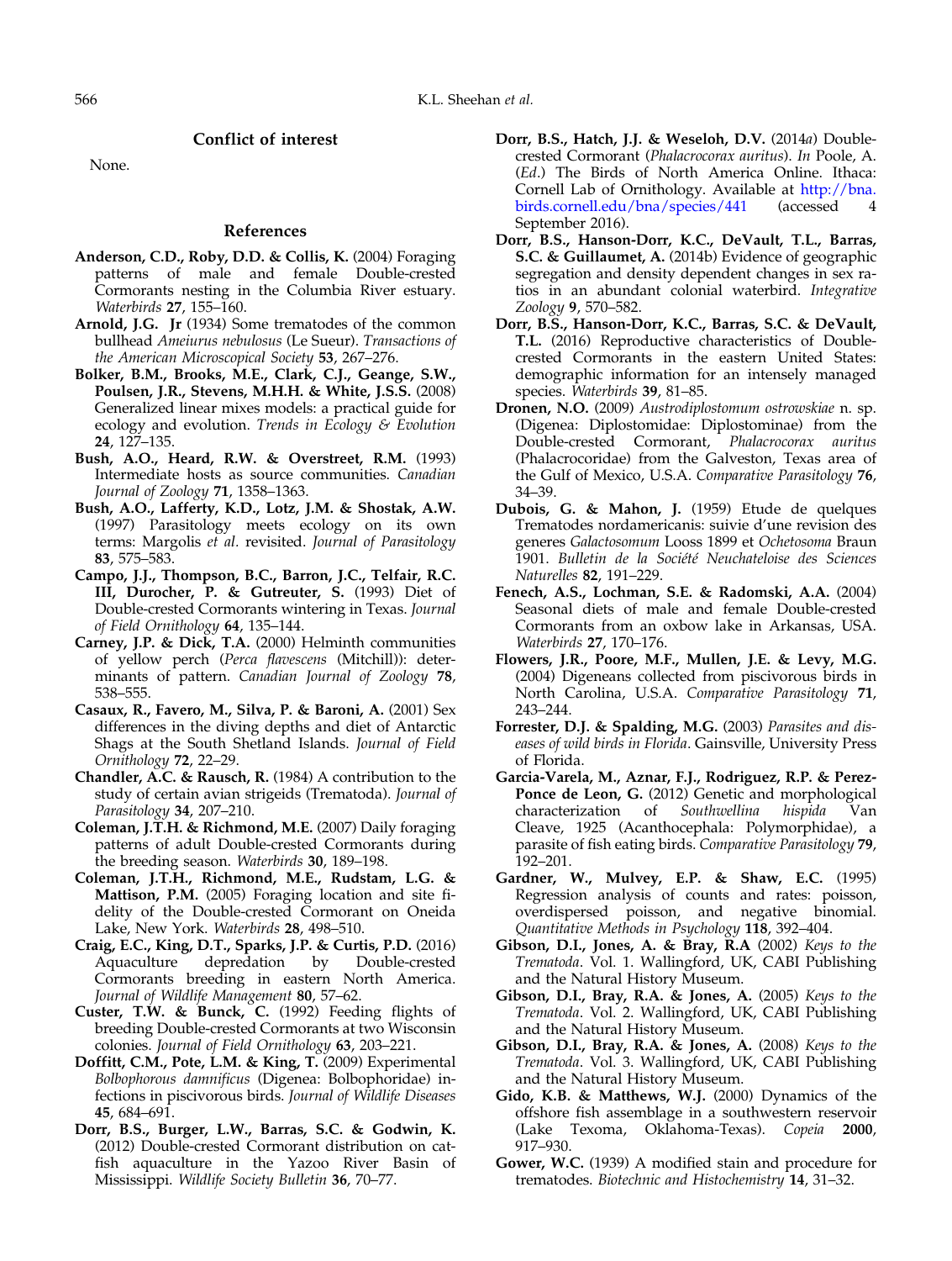## Conflict of interest

None.

## References

**Anderson, C.D., Roby, D.D. & Collis, K.** (2004) Foraging patterns of male and female Double-crested Cormorants nesting in the Columbia River estuary. *Waterbirds* **27**, 155–160.

**Arnold, J.G. Jr** (1934) Some trematodes of the common bullhead *Ameiurus nebulosus* (Le Sueur). *Transactions of the American Microscopical Society* **53**, 267–276.

**Bolker, B.M., Brooks, M.E., Clark, C.J., Geange, S.W., Poulsen, J.R., Stevens, M.H.H. & White, J.S.S.** (2008) Generalized linear mixes models: a practical guide for ecology and evolution. *Trends in Ecology & Evolution* **24**, 127–135.

**Bush, A.O., Heard, R.W. & Overstreet, R.M.** (1993) Intermediate hosts as source communities. *Canadian Journal of Zoology* **71**, 1358–1363.

**Bush, A.O., Lafferty, K.D., Lotz, J.M. & Shostak, A.W.** (1997) Parasitology meets ecology on its own terms: Margolis *et al.* revisited. *Journal of Parasitology* **83**, 575–583.

**Campo, J.J., Thompson, B.C., Barron, J.C., Telfair, R.C. III, Durocher, P. & Gutreuter, S.** (1993) Diet of Double-crested Cormorants wintering in Texas. *Journal of Field Ornithology* **64**, 135–144.

**Carney, J.P. & Dick, T.A.** (2000) Helminth communities of yellow perch (*Perca flavescens* (Mitchill)): determinants of pattern. *Canadian Journal of Zoology* **78**, 538–555.

**Casaux, R., Favero, M., Silva, P. & Baroni, A.** (2001) Sex differences in the diving depths and diet of Antarctic Shags at the South Shetland Islands. *Journal of Field Ornithology* **72**, 22–29.

**Chandler, A.C. & Rausch, R.** (1984) A contribution to the study of certain avian strigeids (Trematoda). *Journal of Parasitology* **34**, 207–210.

**Coleman, J.T.H. & Richmond, M.E.** (2007) Daily foraging patterns of adult Double-crested Cormorants during the breeding season. *Waterbirds* **30**, 189–198.

**Coleman, J.T.H., Richmond, M.E., Rudstam, L.G. & Mattison, P.M.** (2005) Foraging location and site fidelity of the Double-crested Cormorant on Oneida Lake, New York. *Waterbirds* **28**, 498–510.

**Craig, E.C., King, D.T., Sparks, J.P. & Curtis, P.D.** (2016) Aquaculture depredation by Double-crested Cormorants breeding in eastern North America. *Journal of Wildlife Management* **80**, 57–62.

**Custer, T.W. & Bunck, C.** (1992) Feeding flights of breeding Double-crested Cormorants at two Wisconsin colonies. *Journal of Field Ornithology* **63**, 203–221.

**Doffitt, C.M., Pote, L.M. & King, T.** (2009) Experimental *Bolbophorous damnificus* (Digenea: Bolbophoridae) infections in piscivorous birds. *Journal of Wildlife Diseases* **45**, 684–691.

**Dorr, B.S., Burger, L.W., Barras, S.C. & Godwin, K.** (2012) Double-crested Cormorant distribution on catfish aquaculture in the Yazoo River Basin of Mississippi. *Wildlife Society Bulletin* **36**, 70–77.

**Dorr, B.S., Hatch, J.J. & Weseloh, D.V.** (2014*a*) Double-crested Cormorant (*Phalacrocorax auritus*). *In* Poole, A. (*Ed.*) The Birds of North America Online. Ithaca: Cornell Lab of Ornithology. Available at http://bna.birds.cornell.edu/bna/species/441 (accessed 4 September 2016).

**Dorr, B.S., Hanson-Dorr, K.C., DeVault, T.L., Barras, S.C. & Guillaumet, A.** (2014b) Evidence of geographic segregation and density dependent changes in sex ratios in an abundant colonial waterbird. *Integrative Zoology* **9**, 570–582.

**Dorr, B.S., Hanson-Dorr, K.C., Barras, S.C. & DeVault, T.L.** (2016) Reproductive characteristics of Double-crested Cormorants in the eastern United States: demographic information for an intensely managed species. *Waterbirds* **39**, 81–85.

**Dronen, N.O.** (2009) *Austrodiplostomum ostrowskiae* n. sp. (Digenea: Diplostomidae: Diplostominae) from the Double-crested Cormorant, *Phalacrocorax auritus* (Phalacrocoridae) from the Galveston, Texas area of the Gulf of Mexico, U.S.A. *Comparative Parasitology* **76**, 34–39.

**Dubois, G. & Mahon, J.** (1959) Etude de quelques Trematodes nordamericanis: suivie d'une revision des generes *Galactosomum* Looss 1899 et *Ochetosoma* Braun 1901. *Bulletin de la Société Neuchateloise des Sciences Naturelles* **82**, 191–229.

**Fenech, A.S., Lochman, S.E. & Radomski, A.A.** (2004) Seasonal diets of male and female Double-crested Cormorants from an oxbow lake in Arkansas, USA. *Waterbirds* **27**, 170–176.

**Flowers, J.R., Poore, M.F., Mullen, J.E. & Levy, M.G.** (2004) Digeneans collected from piscivorous birds in North Carolina, U.S.A. *Comparative Parasitology* **71**, 243–244.

**Forrester, D.J. & Spalding, M.G.** (2003) *Parasites and diseases of wild birds in Florida*. Gainsville, University Press of Florida.

**Garcia-Varela, M., Aznar, F.J., Rodriguez, R.P. & Perez-Ponce de Leon, G.** (2012) Genetic and morphological characterization of *Southwellina hispida* Van Cleave, 1925 (Acanthocephala: Polymorphidae), a parasite of fish eating birds. *Comparative Parasitology* **79**, 192–201.

**Gardner, W., Mulvey, E.P. & Shaw, E.C.** (1995) Regression analysis of counts and rates: poisson, overdispersed poisson, and negative binomial. *Quantitative Methods in Psychology* **118**, 392–404.

**Gibson, D.I., Jones, A. & Bray, R.A** (2002) *Keys to the Trematoda*. Vol. 1. Wallingford, UK, CABI Publishing and the Natural History Museum.

**Gibson, D.I., Bray, R.A. & Jones, A.** (2005) *Keys to the Trematoda*. Vol. 2. Wallingford, UK, CABI Publishing and the Natural History Museum.

**Gibson, D.I., Bray, R.A. & Jones, A.** (2008) *Keys to the Trematoda*. Vol. 3. Wallingford, UK, CABI Publishing and the Natural History Museum.

**Gido, K.B. & Matthews, W.J.** (2000) Dynamics of the offshore fish assemblage in a southwestern reservoir (Lake Texoma, Oklahoma-Texas). *Copeia* **2000**, 917–930.

**Gower, W.C.** (1939) A modified stain and procedure for trematodes. *Biotechnic and Histochemistry* **14**, 31–32.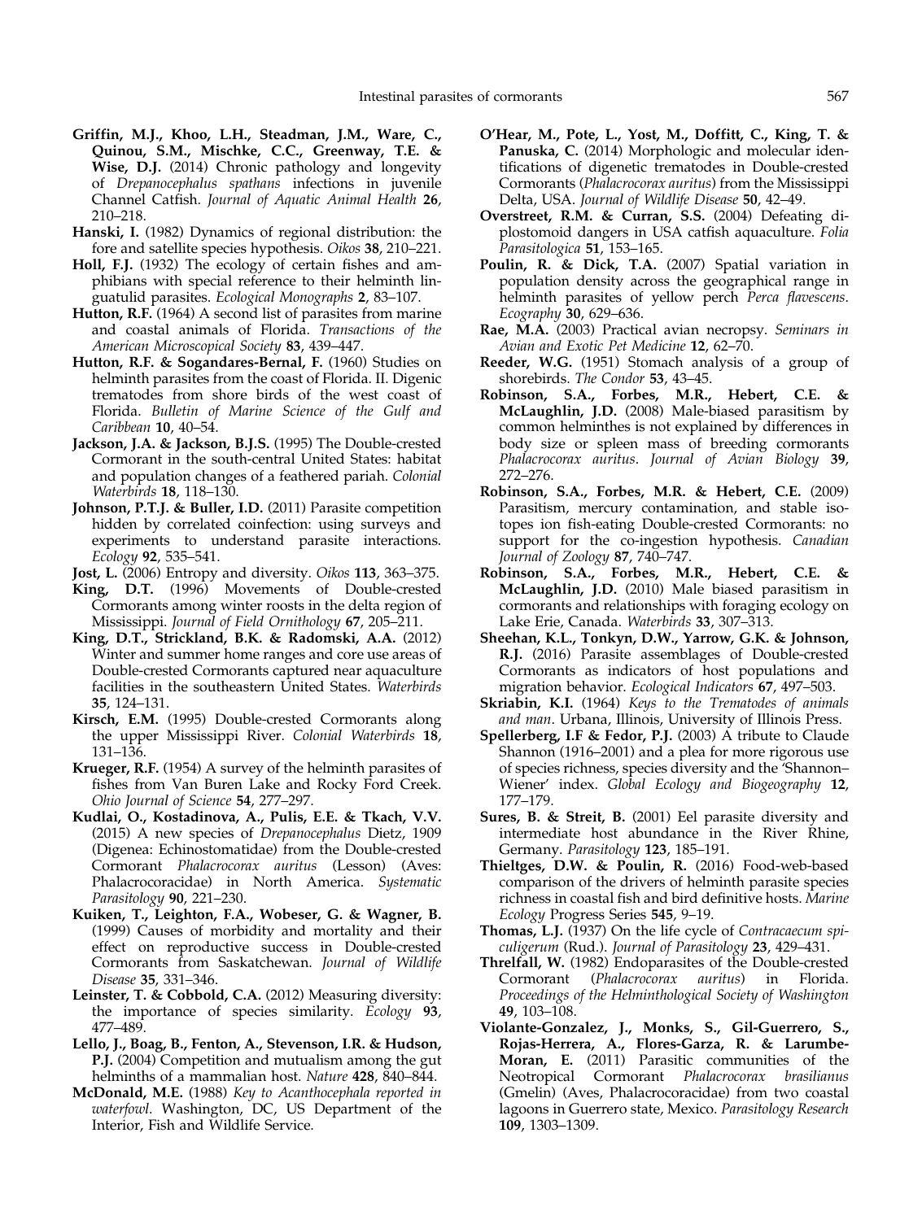**Griffin, M.J., Khoo, L.H., Steadman, J.M., Ware, C., Quinou, S.M., Mischke, C.C., Greenway, T.E. & Wise, D.J.** (2014) Chronic pathology and longevity of *Drepanocephalus spathans* infections in juvenile Channel Catfish. *Journal of Aquatic Animal Health* **26**, 210–218.

**Hanski, I.** (1982) Dynamics of regional distribution: the fore and satellite species hypothesis. *Oikos* **38**, 210–221.

**Holl, F.J.** (1932) The ecology of certain fishes and amphibians with special reference to their helminth linguatulid parasites. *Ecological Monographs* **2**, 83–107.

**Hutton, R.F.** (1964) A second list of parasites from marine and coastal animals of Florida. *Transactions of the American Microscopical Society* **83**, 439–447.

**Hutton, R.F. & Sogandares-Bernal, F.** (1960) Studies on helminth parasites from the coast of Florida. II. Digenic trematodes from shore birds of the west coast of Florida. *Bulletin of Marine Science of the Gulf and Caribbean* **10**, 40–54.

**Jackson, J.A. & Jackson, B.J.S.** (1995) The Double-crested Cormorant in the south-central United States: habitat and population changes of a feathered pariah. *Colonial Waterbirds* **18**, 118–130.

**Johnson, P.T.J. & Buller, I.D.** (2011) Parasite competition hidden by correlated coinfection: using surveys and experiments to understand parasite interactions. *Ecology* **92**, 535–541.

**Jost, L.** (2006) Entropy and diversity. *Oikos* **113**, 363–375.

**King, D.T.** (1996) Movements of Double-crested Cormorants among winter roosts in the delta region of Mississippi. *Journal of Field Ornithology* **67**, 205–211.

**King, D.T., Strickland, B.K. & Radomski, A.A.** (2012) Winter and summer home ranges and core use areas of Double-crested Cormorants captured near aquaculture facilities in the southeastern United States. *Waterbirds* **35**, 124–131.

**Kirsch, E.M.** (1995) Double-crested Cormorants along the upper Mississippi River. *Colonial Waterbirds* **18**, 131–136.

**Krueger, R.F.** (1954) A survey of the helminth parasites of fishes from Van Buren Lake and Rocky Ford Creek. *Ohio Journal of Science* **54**, 277–297.

**Kudlai, O., Kostadinova, A., Pulis, E.E. & Tkach, V.V.** (2015) A new species of *Drepanocephalus* Dietz, 1909 (Digenea: Echinostomatidae) from the Double-crested Cormorant *Phalacrocorax auritus* (Lesson) (Aves: Phalacrocoracidae) in North America. *Systematic Parasitology* **90**, 221–230.

**Kuiken, T., Leighton, F.A., Wobeser, G. & Wagner, B.** (1999) Causes of morbidity and mortality and their effect on reproductive success in Double-crested Cormorants from Saskatchewan. *Journal of Wildlife Disease* **35**, 331–346.

**Leinster, T. & Cobbold, C.A.** (2012) Measuring diversity: the importance of species similarity. *Ecology* **93**, 477–489.

**Lello, J., Boag, B., Fenton, A., Stevenson, I.R. & Hudson, P.J.** (2004) Competition and mutualism among the gut helminths of a mammalian host. *Nature* **428**, 840–844.

**McDonald, M.E.** (1988) *Key to Acanthocephala reported in waterfowl*. Washington, DC, US Department of the Interior, Fish and Wildlife Service.

**O'Hear, M., Pote, L., Yost, M., Doffitt, C., King, T. & Panuska, C.** (2014) Morphologic and molecular identifications of digenetic trematodes in Double-crested Cormorants (*Phalacrocorax auritus*) from the Mississippi Delta, USA. *Journal of Wildlife Disease* **50**, 42–49.

**Overstreet, R.M. & Curran, S.S.** (2004) Defeating diplostomoid dangers in USA catfish aquaculture. *Folia Parasitologica* **51**, 153–165.

**Poulin, R. & Dick, T.A.** (2007) Spatial variation in population density across the geographical range in helminth parasites of yellow perch *Perca flavescens*. *Ecography* **30**, 629–636.

**Rae, M.A.** (2003) Practical avian necropsy. *Seminars in Avian and Exotic Pet Medicine* **12**, 62–70.

**Reeder, W.G.** (1951) Stomach analysis of a group of shorebirds. *The Condor* **53**, 43–45.

**Robinson, S.A., Forbes, M.R., Hebert, C.E. & McLaughlin, J.D.** (2008) Male-biased parasitism by common helminthes is not explained by differences in body size or spleen mass of breeding cormorants *Phalacrocorax auritus*. *Journal of Avian Biology* **39**, 272–276.

**Robinson, S.A., Forbes, M.R. & Hebert, C.E.** (2009) Parasitism, mercury contamination, and stable isotopes ion fish-eating Double-crested Cormorants: no support for the co-ingestion hypothesis. *Canadian Journal of Zoology* **87**, 740–747.

**Robinson, S.A., Forbes, M.R., Hebert, C.E. & McLaughlin, J.D.** (2010) Male biased parasitism in cormorants and relationships with foraging ecology on Lake Erie, Canada. *Waterbirds* **33**, 307–313.

**Sheehan, K.L., Tonkyn, D.W., Yarrow, G.K. & Johnson, R.J.** (2016) Parasite assemblages of Double-crested Cormorants as indicators of host populations and migration behavior. *Ecological Indicators* **67**, 497–503.

**Skriabin, K.I.** (1964) *Keys to the Trematodes of animals and man*. Urbana, Illinois, University of Illinois Press.

**Spellerberg, I.F & Fedor, P.J.** (2003) A tribute to Claude Shannon (1916–2001) and a plea for more rigorous use of species richness, species diversity and the 'Shannon–Wiener' index. *Global Ecology and Biogeography* **12**, 177–179.

**Sures, B. & Streit, B.** (2001) Eel parasite diversity and intermediate host abundance in the River Rhine, Germany. *Parasitology* **123**, 185–191.

**Thieltges, D.W. & Poulin, R.** (2016) Food-web-based comparison of the drivers of helminth parasite species richness in coastal fish and bird definitive hosts. *Marine Ecology* Progress Series **545**, 9–19.

**Thomas, L.J.** (1937) On the life cycle of *Contracaecum spiculigerum* (Rud.). *Journal of Parasitology* **23**, 429–431.

**Threlfall, W.** (1982) Endoparasites of the Double-crested Cormorant (*Phalacrocorax auritus*) in Florida. *Proceedings of the Helminthological Society of Washington* **49**, 103–108.

**Violante-Gonzalez, J., Monks, S., Gil-Guerrero, S., Rojas-Herrera, A., Flores-Garza, R. & Larumbe-Moran, E.** (2011) Parasitic communities of the Neotropical Cormorant *Phalacrocorax brasilianus* (Gmelin) (Aves, Phalacrocoracidae) from two coastal lagoons in Guerrero state, Mexico. *Parasitology Research* **109**, 1303–1309.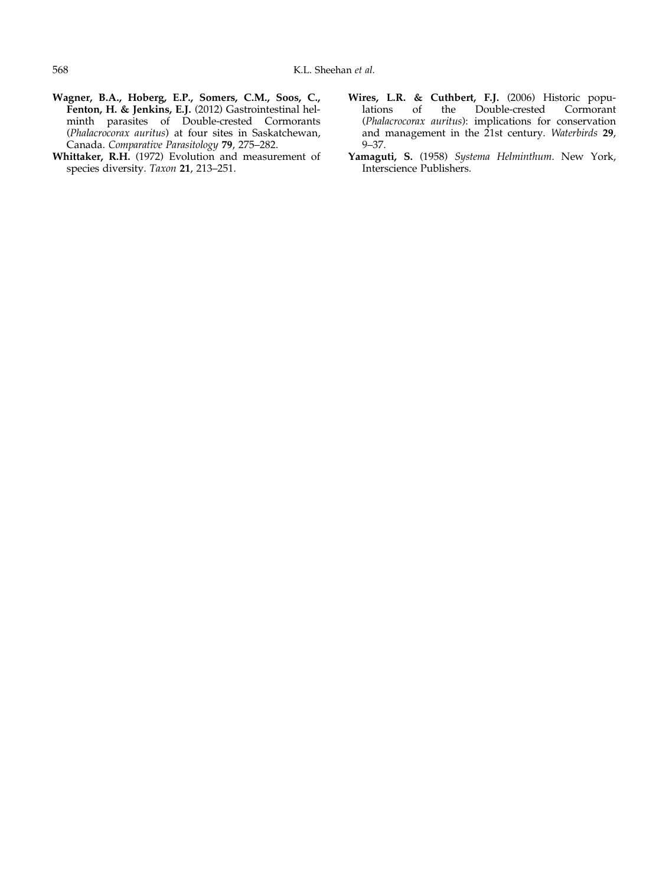**Wagner, B.A., Hoberg, E.P., Somers, C.M., Soos, C., Fenton, H. & Jenkins, E.J.** (2012) Gastrointestinal helminth parasites of Double-crested Cormorants (*Phalacrocorax auritus*) at four sites in Saskatchewan, Canada. *Comparative Parasitology* **79**, 275–282.

**Whittaker, R.H.** (1972) Evolution and measurement of species diversity. *Taxon* **21**, 213–251.

**Wires, L.R. & Cuthbert, F.J.** (2006) Historic populations of the Double-crested Cormorant (*Phalacrocorax auritus*): implications for conservation and management in the 21st century. *Waterbirds* **29**, 9–37.

**Yamaguti, S.** (1958) *Systema Helminthum*. New York, Interscience Publishers.